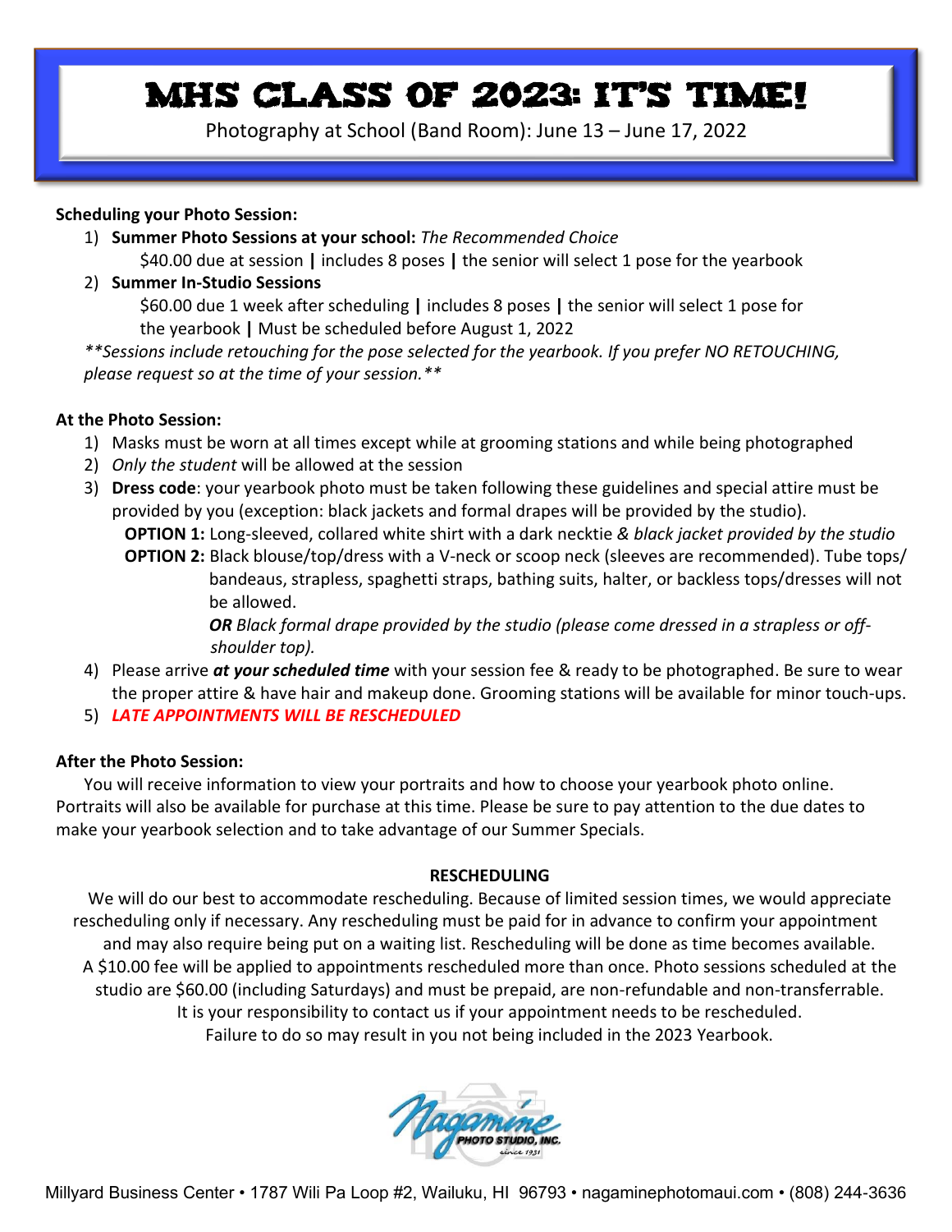# MHS CLASS OF 2023: IT'S TIME!

Photography at School (Band Room): June 13 – June 17, 2022

**Scheduling your Photo Session:**

1) **Summer Photo Sessions at your school:** *The Recommended Choice*
   $40.00 due at session **|** includes 8 poses **|** the senior will select 1 pose for the yearbook
2) **Summer In-Studio Sessions**
   $60.00 due 1 week after scheduling **|** includes 8 poses **|** the senior will select 1 pose for the yearbook **|** Must be scheduled before August 1, 2022

*\*\*Sessions include retouching for the pose selected for the yearbook. If you prefer NO RETOUCHING, please request so at the time of your session.\*\**

**At the Photo Session:**

1) Masks must be worn at all times except while at grooming stations and while being photographed
2) *Only the student* will be allowed at the session
3) **Dress code**: your yearbook photo must be taken following these guidelines and special attire must be provided by you (exception: black jackets and formal drapes will be provided by the studio).
   **OPTION 1:** Long-sleeved, collared white shirt with a dark necktie *& black jacket provided by the studio*
   **OPTION 2:** Black blouse/top/dress with a V-neck or scoop neck (sleeves are recommended). Tube tops/ bandeaus, strapless, spaghetti straps, bathing suits, halter, or backless tops/dresses will not be allowed.
   ***OR*** *Black formal drape provided by the studio (please come dressed in a strapless or off-shoulder top).*
4) Please arrive ***at your scheduled time*** with your session fee & ready to be photographed. Be sure to wear the proper attire & have hair and makeup done. Grooming stations will be available for minor touch-ups.
5) ***LATE APPOINTMENTS WILL BE RESCHEDULED***

**After the Photo Session:**

You will receive information to view your portraits and how to choose your yearbook photo online. Portraits will also be available for purchase at this time. Please be sure to pay attention to the due dates to make your yearbook selection and to take advantage of our Summer Specials.

**RESCHEDULING**

We will do our best to accommodate rescheduling. Because of limited session times, we would appreciate rescheduling only if necessary. Any rescheduling must be paid for in advance to confirm your appointment and may also require being put on a waiting list. Rescheduling will be done as time becomes available. A $10.00 fee will be applied to appointments rescheduled more than once. Photo sessions scheduled at the studio are $60.00 (including Saturdays) and must be prepaid, are non-refundable and non-transferrable. It is your responsibility to contact us if your appointment needs to be rescheduled. Failure to do so may result in you not being included in the 2023 Yearbook.

Nagamine PHOTO STUDIO, INC. since 1931

Millyard Business Center • 1787 Wili Pa Loop #2, Wailuku, HI 96793 • nagaminephotomaui.com • (808) 244-3636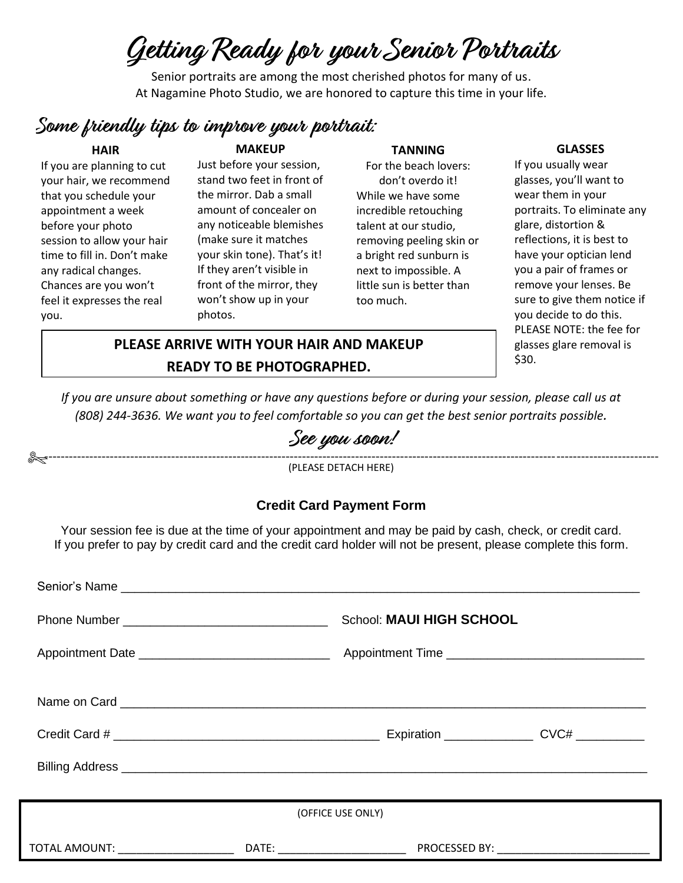# Getting Ready for your Senior Portraits

Senior portraits are among the most cherished photos for many of us.
At Nagamine Photo Studio, we are honored to capture this time in your life.

## Some friendly tips to improve your portrait:

**HAIR**

If you are planning to cut your hair, we recommend that you schedule your appointment a week before your photo session to allow your hair time to fill in. Don't make any radical changes. Chances are you won't feel it expresses the real you.

**MAKEUP**

Just before your session, stand two feet in front of the mirror. Dab a small amount of concealer on any noticeable blemishes (make sure it matches your skin tone). That's it! If they aren't visible in front of the mirror, they won't show up in your photos.

**TANNING**

For the beach lovers: don't overdo it! While we have some incredible retouching talent at our studio, removing peeling skin or a bright red sunburn is next to impossible. A little sun is better than too much.

**GLASSES**

If you usually wear glasses, you'll want to wear them in your portraits. To eliminate any glare, distortion & reflections, it is best to have your optician lend you a pair of frames or remove your lenses. Be sure to give them notice if you decide to do this. PLEASE NOTE: the fee for glasses glare removal is $30.

**PLEASE ARRIVE WITH YOUR HAIR AND MAKEUP READY TO BE PHOTOGRAPHED.**

*If you are unsure about something or have any questions before or during your session, please call us at (808) 244-3636. We want you to feel comfortable so you can get the best senior portraits possible.*

## See you soon!

(PLEASE DETACH HERE)

### Credit Card Payment Form

Your session fee is due at the time of your appointment and may be paid by cash, check, or credit card.
If you prefer to pay by credit card and the credit card holder will not be present, please complete this form.

Senior's Name ______________________________________________________________

Phone Number ______________________________ School: **MAUI HIGH SCHOOL**

Appointment Date ___________________________ Appointment Time ____________________________

Name on Card ______________________________________________________________

Credit Card # _____________________________________ Expiration ____________ CVC# __________

Billing Address ______________________________________________________________

(OFFICE USE ONLY)

TOTAL AMOUNT: ___________________ DATE: _____________________ PROCESSED BY: _________________________